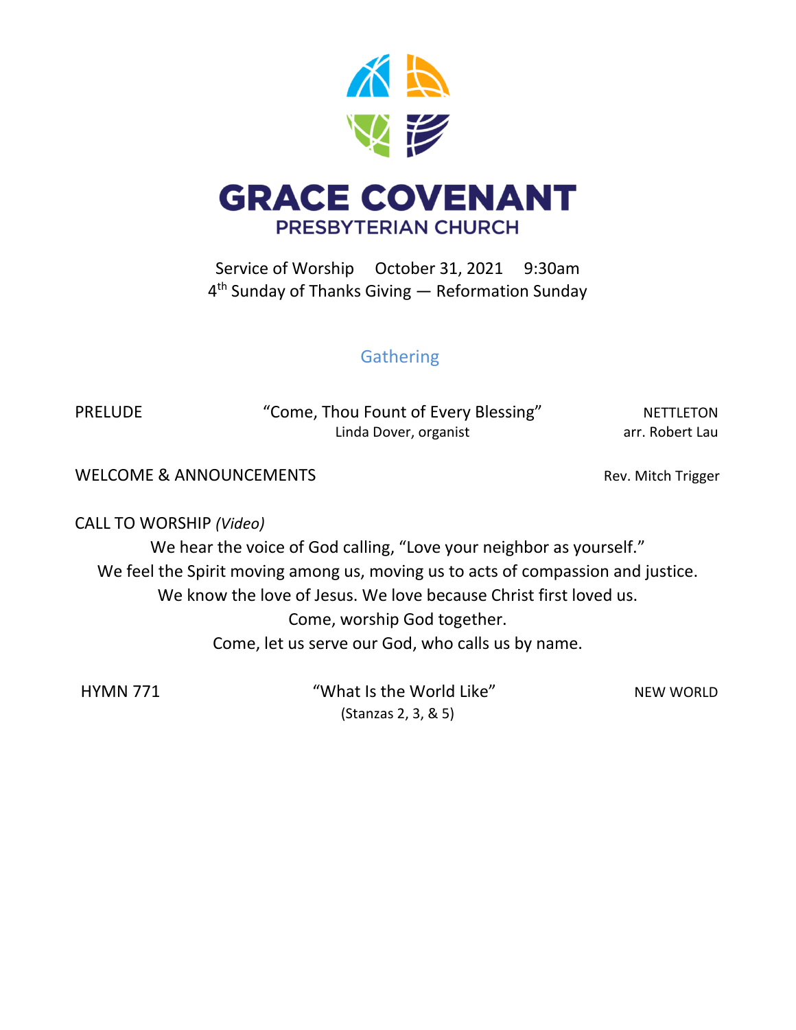# GRACE COVENANT

## PRESBYTERIAN CHURCH

Service of Worship  October 31, 2021  9:30am

4th Sunday of Thanks Giving — Reformation Sunday

## Gathering

PRELUDE  "Come, Thou Fount of Every Blessing"  NETTLETON

Linda Dover, organist  arr. Robert Lau

WELCOME & ANNOUNCEMENTS  Rev. Mitch Trigger

CALL TO WORSHIP *(Video)*

We hear the voice of God calling, "Love your neighbor as yourself."

We feel the Spirit moving among us, moving us to acts of compassion and justice.

We know the love of Jesus. We love because Christ first loved us.

Come, worship God together.

Come, let us serve our God, who calls us by name.

HYMN 771  "What Is the World Like"  NEW WORLD

(Stanzas 2, 3, & 5)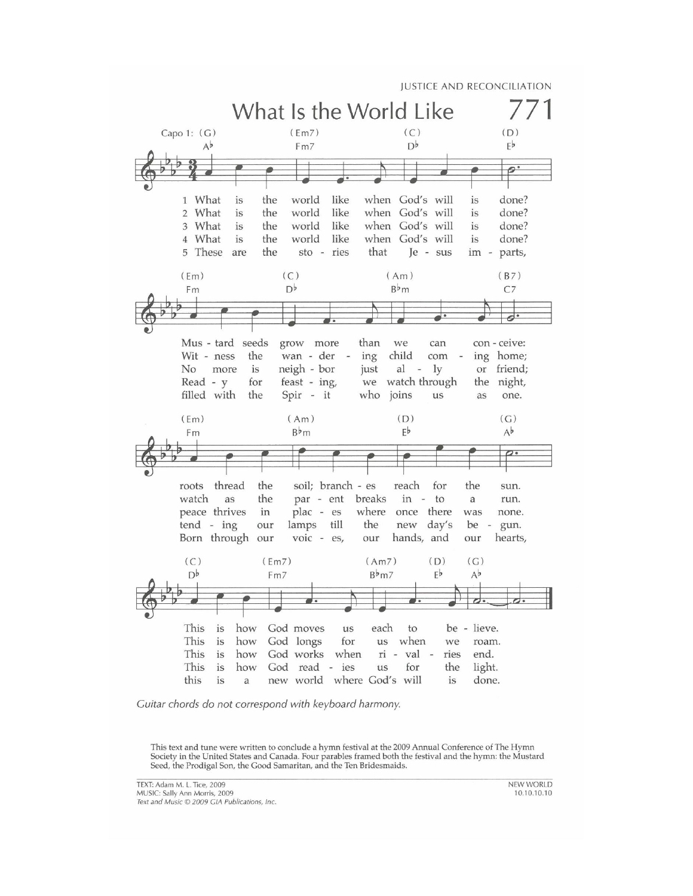JUSTICE AND RECONCILIATION

# What Is the World Like

**771**

Capo 1: (G)

1 What is the world like when God's will is done?
Mus - tard seeds grow more than we can con - ceive:
roots thread the soil; branch - es reach for the sun.
This is how God moves us each to be - lieve.

2 What is the world like when God's will is done?
Wit - ness the wan - der - ing child com - ing home;
watch as the par - ent breaks in - to a run.
This is how God longs for us when we roam.

3 What is the world like when God's will is done?
No more is neigh - bor just al - ly or friend;
peace thrives in plac - es where once there was none.
This is how God works when ri - val - ries end.

4 What is the world like when God's will is done?
Read - y for feast - ing, we watch through the night,
tend - ing our lamps till the new day's be - gun.
This is how God read - ies us for the light.

5 These are the sto - ries that Je - sus im - parts,
filled with the Spir - it who joins us as one.
Born through our voic - es, our hands, and our hearts,
this is a new world where God's will is done.

*Guitar chords do not correspond with keyboard harmony.*

This text and tune were written to conclude a hymn festival at the 2009 Annual Conference of The Hymn Society in the United States and Canada. Four parables framed both the festival and the hymn: the Mustard Seed, the Prodigal Son, the Good Samaritan, and the Ten Bridesmaids.

TEXT: Adam M. L. Tice, 2009
MUSIC: Sally Ann Morris, 2009
*Text and Music © 2009 GIA Publications, Inc.*

NEW WORLD
10.10.10.10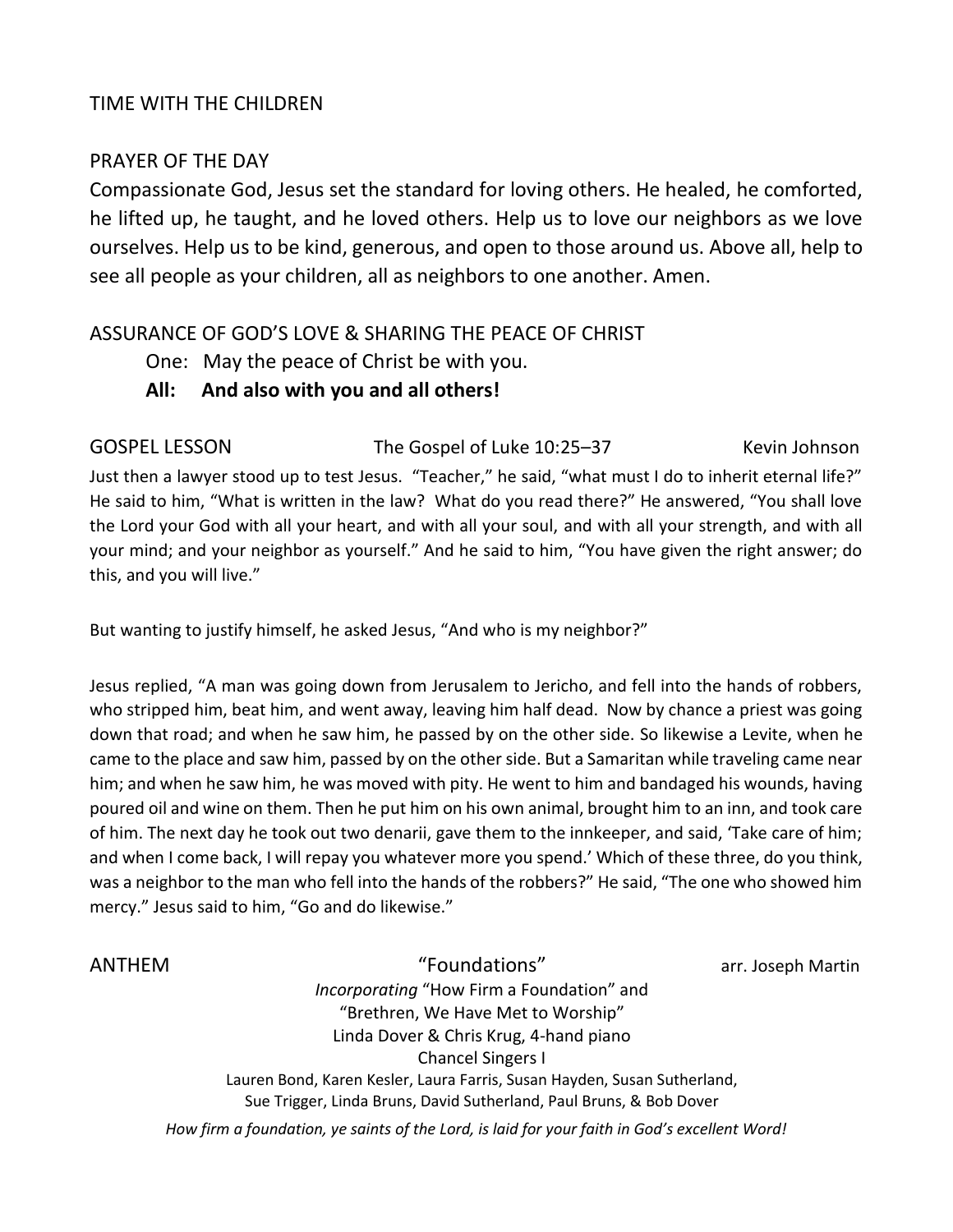## TIME WITH THE CHILDREN

## PRAYER OF THE DAY

Compassionate God, Jesus set the standard for loving others. He healed, he comforted, he lifted up, he taught, and he loved others. Help us to love our neighbors as we love ourselves. Help us to be kind, generous, and open to those around us. Above all, help to see all people as your children, all as neighbors to one another. Amen.

## ASSURANCE OF GOD'S LOVE & SHARING THE PEACE OF CHRIST

One: May the peace of Christ be with you.

**All: And also with you and all others!**

## GOSPEL LESSON — The Gospel of Luke 10:25–37 — Kevin Johnson

Just then a lawyer stood up to test Jesus. "Teacher," he said, "what must I do to inherit eternal life?" He said to him, "What is written in the law? What do you read there?" He answered, "You shall love the Lord your God with all your heart, and with all your soul, and with all your strength, and with all your mind; and your neighbor as yourself." And he said to him, "You have given the right answer; do this, and you will live."

But wanting to justify himself, he asked Jesus, "And who is my neighbor?"

Jesus replied, "A man was going down from Jerusalem to Jericho, and fell into the hands of robbers, who stripped him, beat him, and went away, leaving him half dead. Now by chance a priest was going down that road; and when he saw him, he passed by on the other side. So likewise a Levite, when he came to the place and saw him, passed by on the other side. But a Samaritan while traveling came near him; and when he saw him, he was moved with pity. He went to him and bandaged his wounds, having poured oil and wine on them. Then he put him on his own animal, brought him to an inn, and took care of him. The next day he took out two denarii, gave them to the innkeeper, and said, 'Take care of him; and when I come back, I will repay you whatever more you spend.' Which of these three, do you think, was a neighbor to the man who fell into the hands of the robbers?" He said, "The one who showed him mercy." Jesus said to him, "Go and do likewise."

## ANTHEM — "Foundations" — arr. Joseph Martin

*Incorporating* "How Firm a Foundation" and "Brethren, We Have Met to Worship"

Linda Dover & Chris Krug, 4-hand piano

Chancel Singers I

Lauren Bond, Karen Kesler, Laura Farris, Susan Hayden, Susan Sutherland, Sue Trigger, Linda Bruns, David Sutherland, Paul Bruns, & Bob Dover

*How firm a foundation, ye saints of the Lord, is laid for your faith in God's excellent Word!*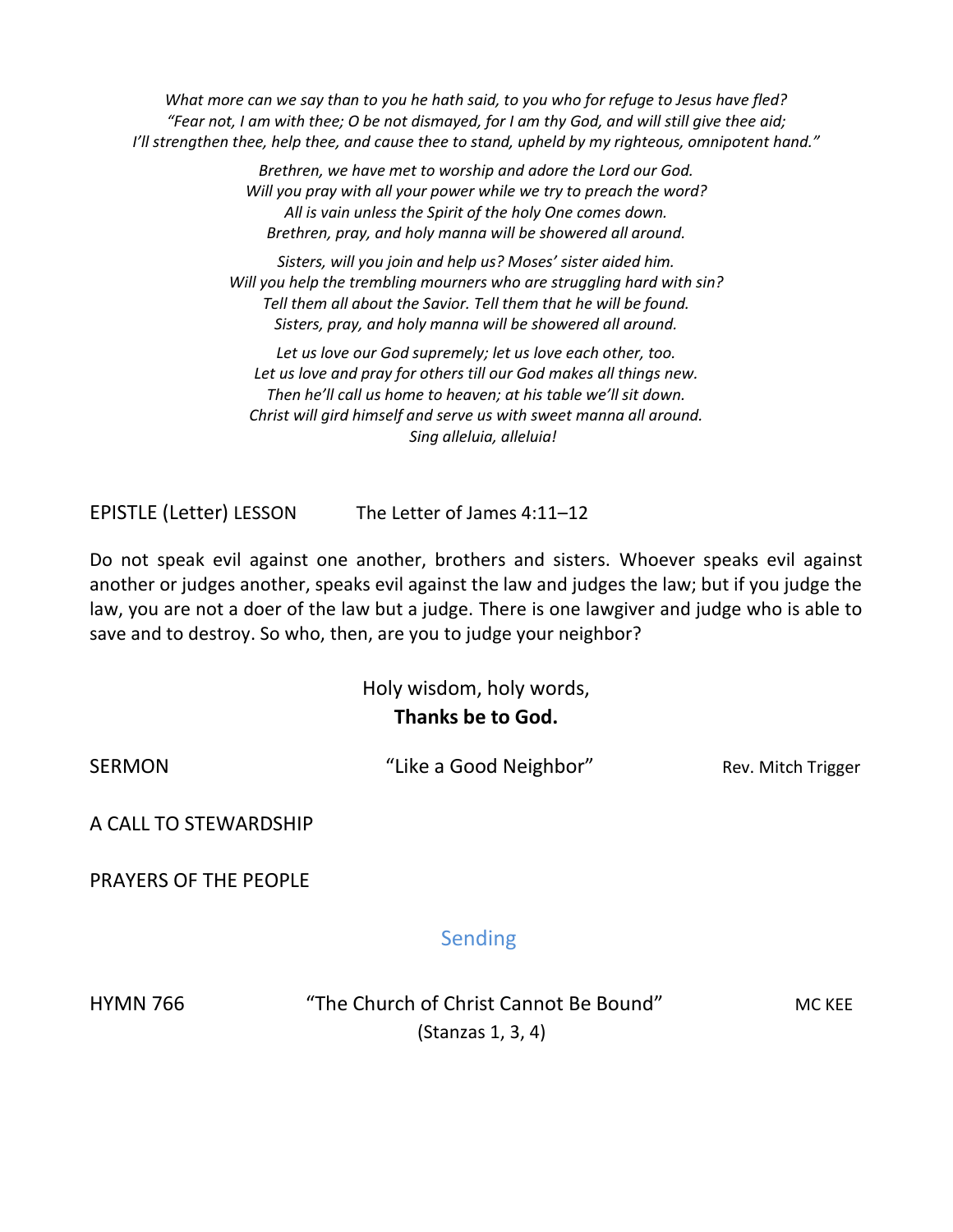*What more can we say than to you he hath said, to you who for refuge to Jesus have fled?*
*"Fear not, I am with thee; O be not dismayed, for I am thy God, and will still give thee aid;*
*I'll strengthen thee, help thee, and cause thee to stand, upheld by my righteous, omnipotent hand."*

*Brethren, we have met to worship and adore the Lord our God.*
*Will you pray with all your power while we try to preach the word?*
*All is vain unless the Spirit of the holy One comes down.*
*Brethren, pray, and holy manna will be showered all around.*

*Sisters, will you join and help us? Moses' sister aided him.*
*Will you help the trembling mourners who are struggling hard with sin?*
*Tell them all about the Savior. Tell them that he will be found.*
*Sisters, pray, and holy manna will be showered all around.*

*Let us love our God supremely; let us love each other, too.*
*Let us love and pray for others till our God makes all things new.*
*Then he'll call us home to heaven; at his table we'll sit down.*
*Christ will gird himself and serve us with sweet manna all around.*
*Sing alleluia, alleluia!*

EPISTLE (Letter) LESSON The Letter of James 4:11–12

Do not speak evil against one another, brothers and sisters. Whoever speaks evil against another or judges another, speaks evil against the law and judges the law; but if you judge the law, you are not a doer of the law but a judge. There is one lawgiver and judge who is able to save and to destroy. So who, then, are you to judge your neighbor?

Holy wisdom, holy words,
**Thanks be to God.**

SERMON "Like a Good Neighbor" Rev. Mitch Trigger

A CALL TO STEWARDSHIP

PRAYERS OF THE PEOPLE

## Sending

HYMN 766 "The Church of Christ Cannot Be Bound" MC KEE
(Stanzas 1, 3, 4)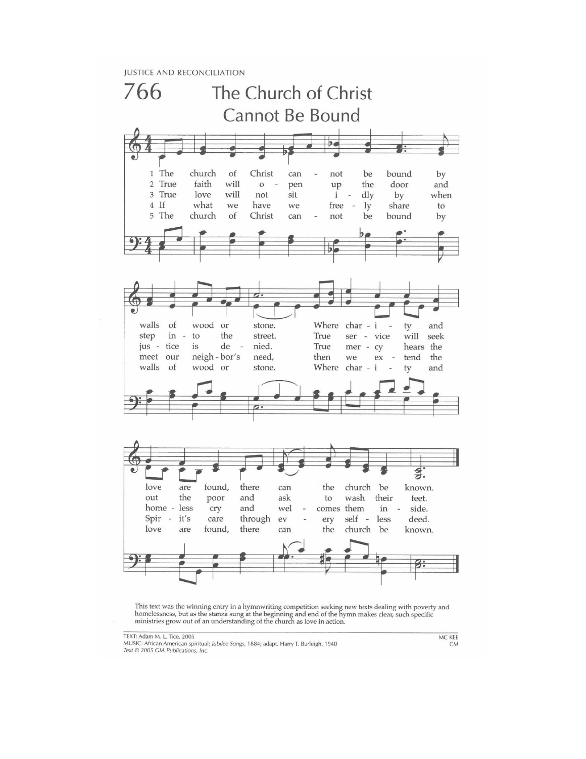JUSTICE AND RECONCILIATION

# 766 The Church of Christ Cannot Be Bound

1 The church of Christ cannot be bound by walls of wood or stone. Where charity and love are found, there can the church be known.

2 True faith will open up the door and step into the street. True service will seek out the poor and ask to wash their feet.

3 True love will not sit idly by when justice is denied. True mercy hears the homeless cry and welcomes them inside.

4 If what we have we freely share to meet our neighbor's need, then we extend the Spirit's care through every selfless deed.

5 The church of Christ cannot be bound by walls of wood or stone. Where charity and love are found, there can the church be known.

This text was the winning entry in a hymnwriting competition seeking new texts dealing with poverty and homelessness, but as the stanza sung at the beginning and end of the hymn makes clear, such specific ministries grow out of an understanding of the church as love in action.

TEXT: Adam M. L. Tice, 2005
MUSIC: African American spiritual; *Jubilee Songs*, 1884; adapt. Harry T. Burleigh, 1940
*Text © 2005 GIA Publications, Inc.*

MC KEE
CM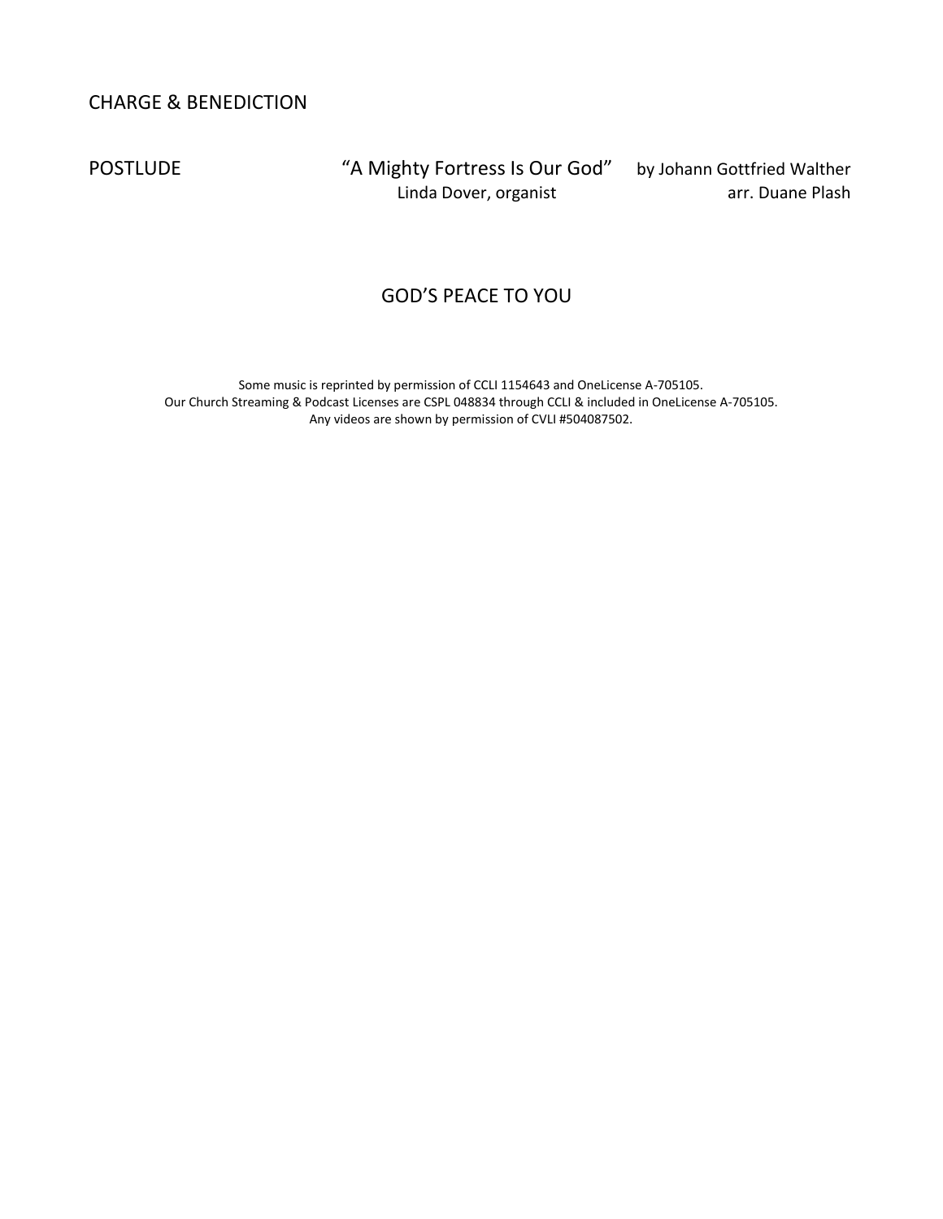CHARGE & BENEDICTION

POSTLUDE "A Mighty Fortress Is Our God" by Johann Gottfried Walther
Linda Dover, organist arr. Duane Plash

GOD'S PEACE TO YOU

Some music is reprinted by permission of CCLI 1154643 and OneLicense A-705105.
Our Church Streaming & Podcast Licenses are CSPL 048834 through CCLI & included in OneLicense A-705105.
Any videos are shown by permission of CVLI #504087502.